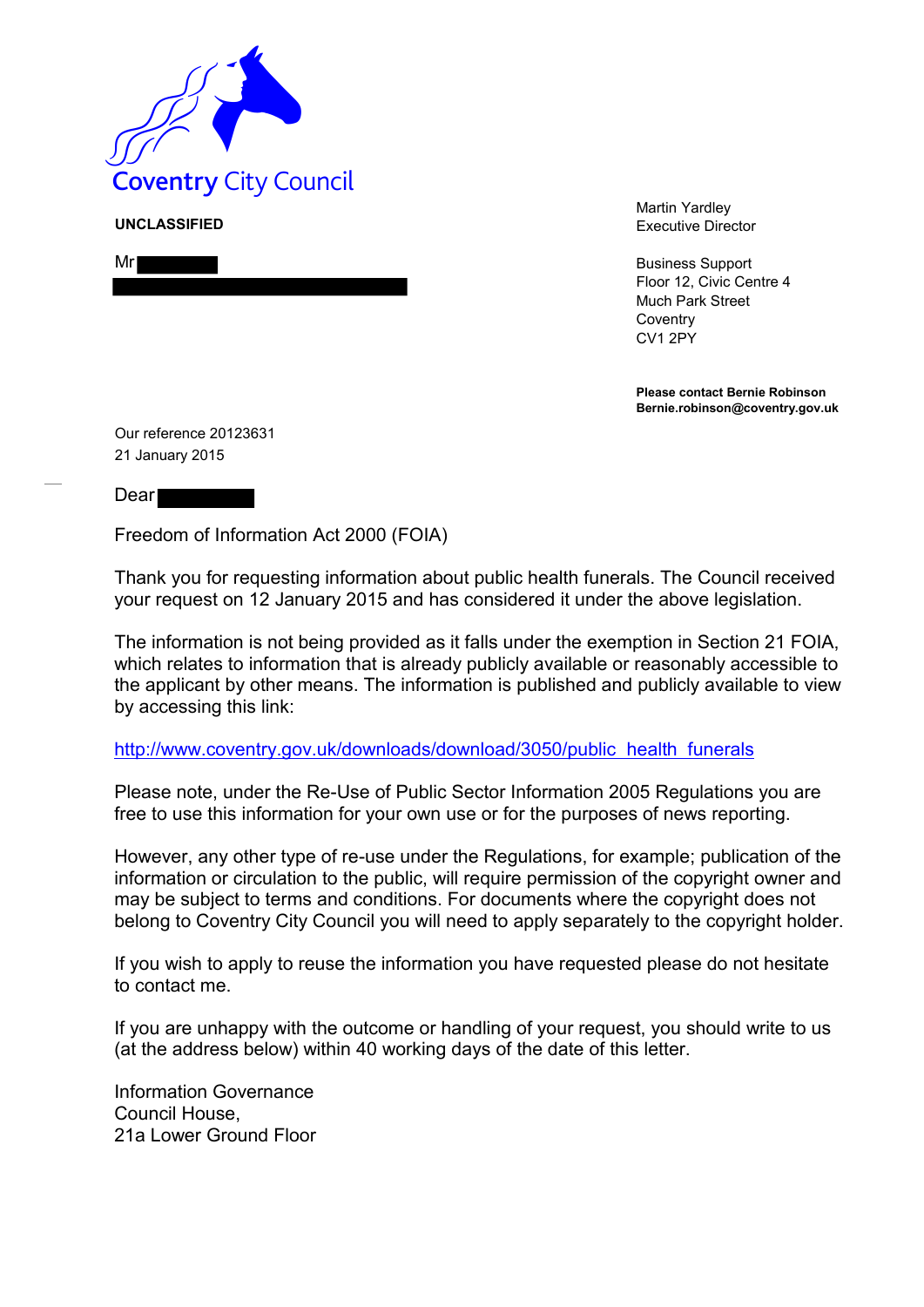Coventry City Council

**UNCLASSIFIED**

Mr

Martin Yardley
Executive Director

Business Support
Floor 12, Civic Centre 4
Much Park Street
Coventry
CV1 2PY

**Please contact Bernie Robinson**
**Bernie.robinson@coventry.gov.uk**

Our reference 20123631
21 January 2015

Dear

Freedom of Information Act 2000 (FOIA)

Thank you for requesting information about public health funerals. The Council received your request on 12 January 2015 and has considered it under the above legislation.

The information is not being provided as it falls under the exemption in Section 21 FOIA, which relates to information that is already publicly available or reasonably accessible to the applicant by other means. The information is published and publicly available to view by accessing this link:

[http://www.coventry.gov.uk/downloads/download/3050/public_health_funerals](http://www.coventry.gov.uk/downloads/download/3050/public_health_funerals)

Please note, under the Re-Use of Public Sector Information 2005 Regulations you are free to use this information for your own use or for the purposes of news reporting.

However, any other type of re-use under the Regulations, for example; publication of the information or circulation to the public, will require permission of the copyright owner and may be subject to terms and conditions. For documents where the copyright does not belong to Coventry City Council you will need to apply separately to the copyright holder.

If you wish to apply to reuse the information you have requested please do not hesitate to contact me.

If you are unhappy with the outcome or handling of your request, you should write to us (at the address below) within 40 working days of the date of this letter.

Information Governance
Council House,
21a Lower Ground Floor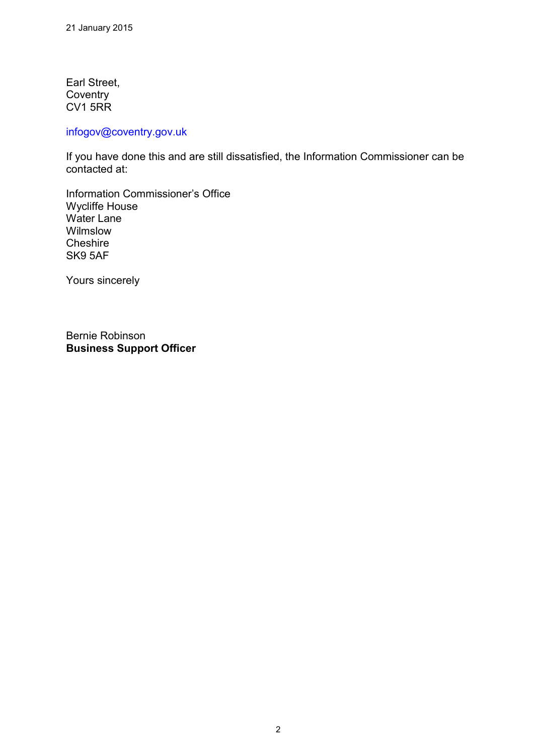21 January 2015

Earl Street,
Coventry
CV1 5RR

infogov@coventry.gov.uk

If you have done this and are still dissatisfied, the Information Commissioner can be contacted at:

Information Commissioner's Office
Wycliffe House
Water Lane
Wilmslow
Cheshire
SK9 5AF

Yours sincerely

Bernie Robinson
**Business Support Officer**